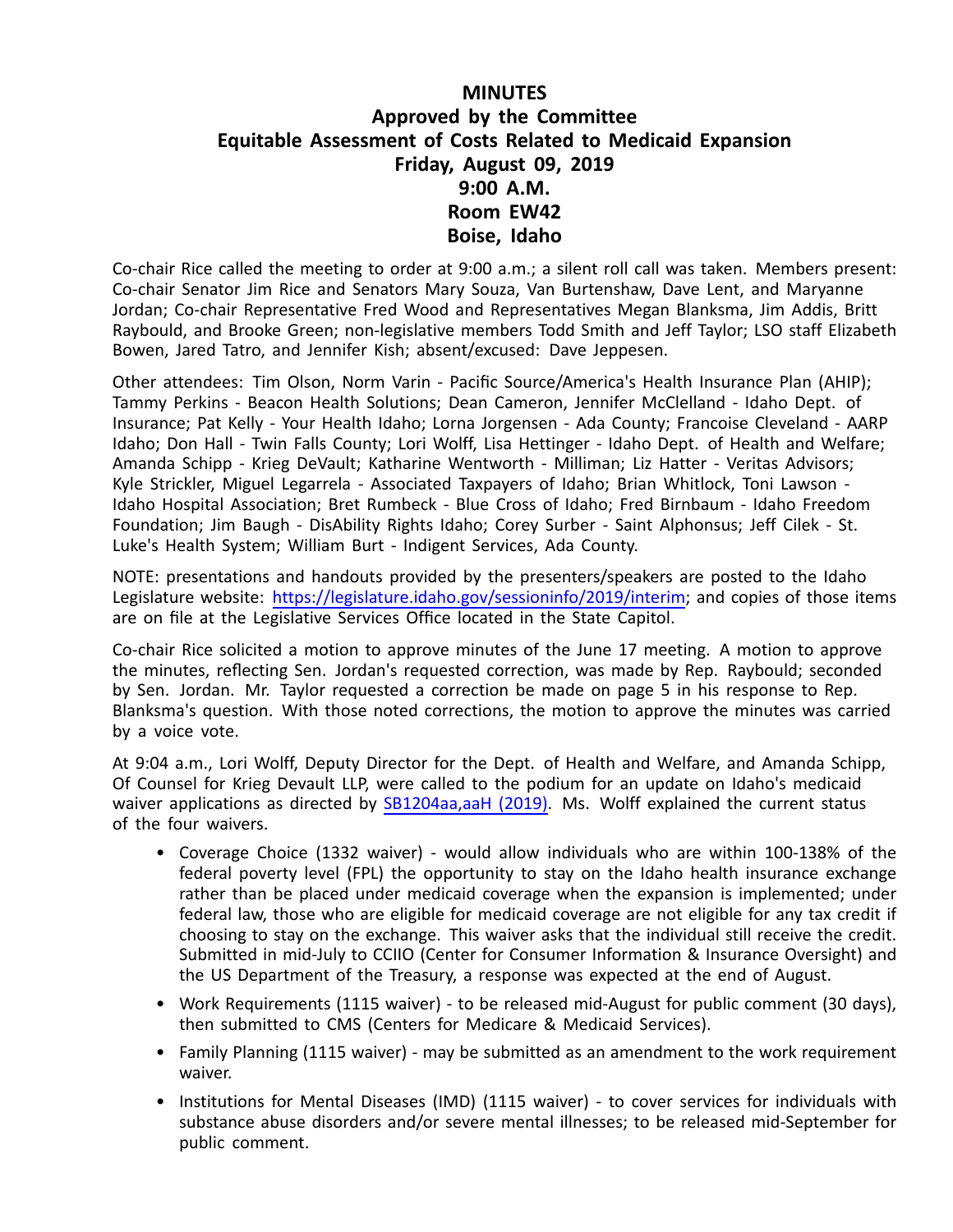# MINUTES
## Approved by the Committee
## Equitable Assessment of Costs Related to Medicaid Expansion
## Friday, August 09, 2019
## 9:00 A.M.
## Room EW42
## Boise, Idaho

Co-chair Rice called the meeting to order at 9:00 a.m.; a silent roll call was taken. Members present: Co-chair Senator Jim Rice and Senators Mary Souza, Van Burtenshaw, Dave Lent, and Maryanne Jordan; Co-chair Representative Fred Wood and Representatives Megan Blanksma, Jim Addis, Britt Raybould, and Brooke Green; non-legislative members Todd Smith and Jeff Taylor; LSO staff Elizabeth Bowen, Jared Tatro, and Jennifer Kish; absent/excused: Dave Jeppesen.

Other attendees: Tim Olson, Norm Varin - Pacific Source/America's Health Insurance Plan (AHIP); Tammy Perkins - Beacon Health Solutions; Dean Cameron, Jennifer McClelland - Idaho Dept. of Insurance; Pat Kelly - Your Health Idaho; Lorna Jorgensen - Ada County; Francoise Cleveland - AARP Idaho; Don Hall - Twin Falls County; Lori Wolff, Lisa Hettinger - Idaho Dept. of Health and Welfare; Amanda Schipp - Krieg DeVault; Katharine Wentworth - Milliman; Liz Hatter - Veritas Advisors; Kyle Strickler, Miguel Legarrela - Associated Taxpayers of Idaho; Brian Whitlock, Toni Lawson - Idaho Hospital Association; Bret Rumbeck - Blue Cross of Idaho; Fred Birnbaum - Idaho Freedom Foundation; Jim Baugh - DisAbility Rights Idaho; Corey Surber - Saint Alphonsus; Jeff Cilek - St. Luke's Health System; William Burt - Indigent Services, Ada County.

NOTE: presentations and handouts provided by the presenters/speakers are posted to the Idaho Legislature website: https://legislature.idaho.gov/sessioninfo/2019/interim; and copies of those items are on file at the Legislative Services Office located in the State Capitol.

Co-chair Rice solicited a motion to approve minutes of the June 17 meeting. A motion to approve the minutes, reflecting Sen. Jordan's requested correction, was made by Rep. Raybould; seconded by Sen. Jordan. Mr. Taylor requested a correction be made on page 5 in his response to Rep. Blanksma's question. With those noted corrections, the motion to approve the minutes was carried by a voice vote.

At 9:04 a.m., Lori Wolff, Deputy Director for the Dept. of Health and Welfare, and Amanda Schipp, Of Counsel for Krieg Devault LLP, were called to the podium for an update on Idaho's medicaid waiver applications as directed by SB1204aa,aaH (2019). Ms. Wolff explained the current status of the four waivers.

- Coverage Choice (1332 waiver) - would allow individuals who are within 100-138% of the federal poverty level (FPL) the opportunity to stay on the Idaho health insurance exchange rather than be placed under medicaid coverage when the expansion is implemented; under federal law, those who are eligible for medicaid coverage are not eligible for any tax credit if choosing to stay on the exchange. This waiver asks that the individual still receive the credit. Submitted in mid-July to CCIIO (Center for Consumer Information & Insurance Oversight) and the US Department of the Treasury, a response was expected at the end of August.
- Work Requirements (1115 waiver) - to be released mid-August for public comment (30 days), then submitted to CMS (Centers for Medicare & Medicaid Services).
- Family Planning (1115 waiver) - may be submitted as an amendment to the work requirement waiver.
- Institutions for Mental Diseases (IMD) (1115 waiver) - to cover services for individuals with substance abuse disorders and/or severe mental illnesses; to be released mid-September for public comment.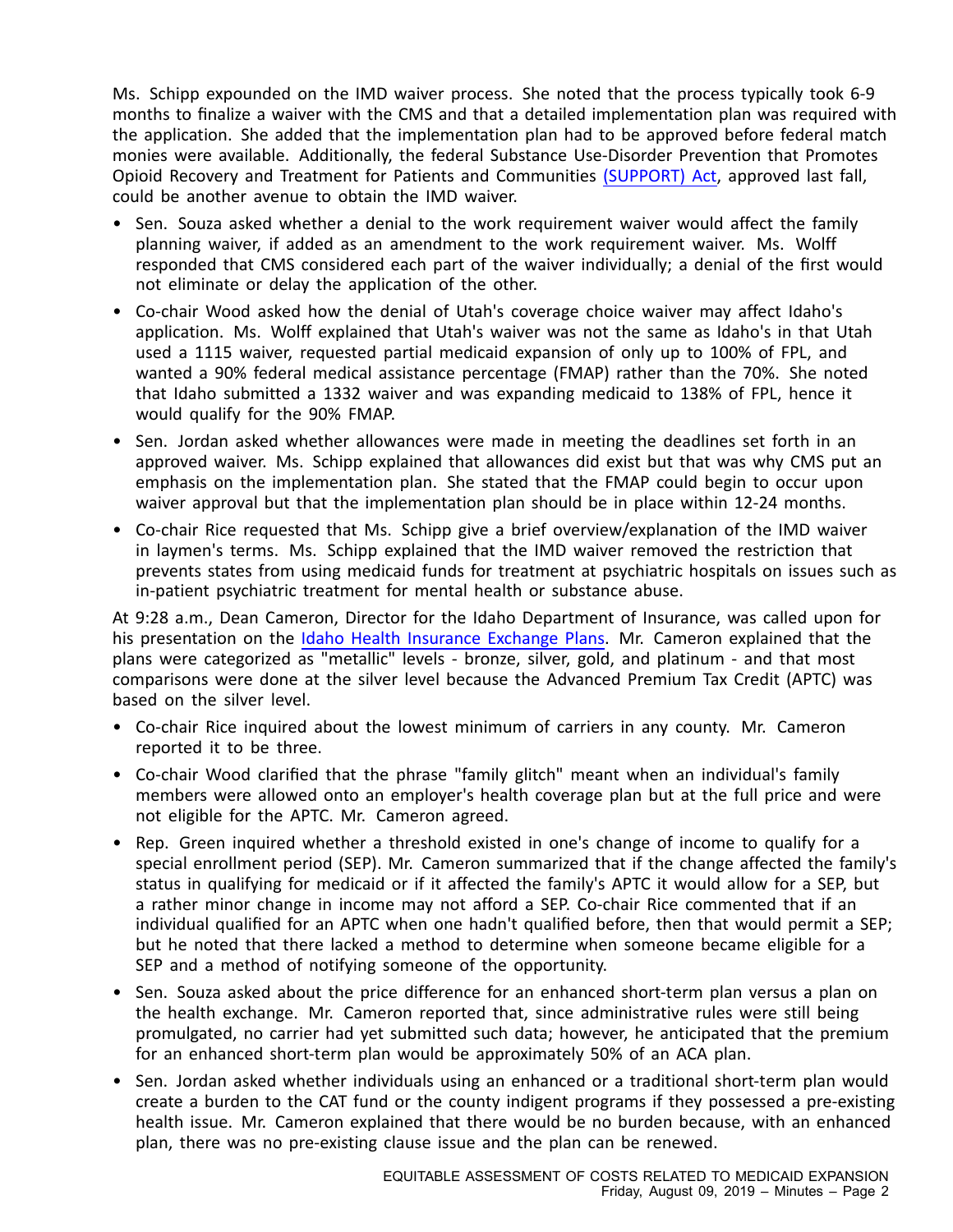Ms. Schipp expounded on the IMD waiver process. She noted that the process typically took 6-9 months to finalize a waiver with the CMS and that a detailed implementation plan was required with the application. She added that the implementation plan had to be approved before federal match monies were available. Additionally, the federal Substance Use-Disorder Prevention that Promotes Opioid Recovery and Treatment for Patients and Communities (SUPPORT) Act, approved last fall, could be another avenue to obtain the IMD waiver.

- Sen. Souza asked whether a denial to the work requirement waiver would affect the family planning waiver, if added as an amendment to the work requirement waiver. Ms. Wolff responded that CMS considered each part of the waiver individually; a denial of the first would not eliminate or delay the application of the other.
- Co-chair Wood asked how the denial of Utah's coverage choice waiver may affect Idaho's application. Ms. Wolff explained that Utah's waiver was not the same as Idaho's in that Utah used a 1115 waiver, requested partial medicaid expansion of only up to 100% of FPL, and wanted a 90% federal medical assistance percentage (FMAP) rather than the 70%. She noted that Idaho submitted a 1332 waiver and was expanding medicaid to 138% of FPL, hence it would qualify for the 90% FMAP.
- Sen. Jordan asked whether allowances were made in meeting the deadlines set forth in an approved waiver. Ms. Schipp explained that allowances did exist but that was why CMS put an emphasis on the implementation plan. She stated that the FMAP could begin to occur upon waiver approval but that the implementation plan should be in place within 12-24 months.
- Co-chair Rice requested that Ms. Schipp give a brief overview/explanation of the IMD waiver in laymen's terms. Ms. Schipp explained that the IMD waiver removed the restriction that prevents states from using medicaid funds for treatment at psychiatric hospitals on issues such as in-patient psychiatric treatment for mental health or substance abuse.

At 9:28 a.m., Dean Cameron, Director for the Idaho Department of Insurance, was called upon for his presentation on the Idaho Health Insurance Exchange Plans. Mr. Cameron explained that the plans were categorized as "metallic" levels - bronze, silver, gold, and platinum - and that most comparisons were done at the silver level because the Advanced Premium Tax Credit (APTC) was based on the silver level.

- Co-chair Rice inquired about the lowest minimum of carriers in any county. Mr. Cameron reported it to be three.
- Co-chair Wood clarified that the phrase "family glitch" meant when an individual's family members were allowed onto an employer's health coverage plan but at the full price and were not eligible for the APTC. Mr. Cameron agreed.
- Rep. Green inquired whether a threshold existed in one's change of income to qualify for a special enrollment period (SEP). Mr. Cameron summarized that if the change affected the family's status in qualifying for medicaid or if it affected the family's APTC it would allow for a SEP, but a rather minor change in income may not afford a SEP. Co-chair Rice commented that if an individual qualified for an APTC when one hadn't qualified before, then that would permit a SEP; but he noted that there lacked a method to determine when someone became eligible for a SEP and a method of notifying someone of the opportunity.
- Sen. Souza asked about the price difference for an enhanced short-term plan versus a plan on the health exchange. Mr. Cameron reported that, since administrative rules were still being promulgated, no carrier had yet submitted such data; however, he anticipated that the premium for an enhanced short-term plan would be approximately 50% of an ACA plan.
- Sen. Jordan asked whether individuals using an enhanced or a traditional short-term plan would create a burden to the CAT fund or the county indigent programs if they possessed a pre-existing health issue. Mr. Cameron explained that there would be no burden because, with an enhanced plan, there was no pre-existing clause issue and the plan can be renewed.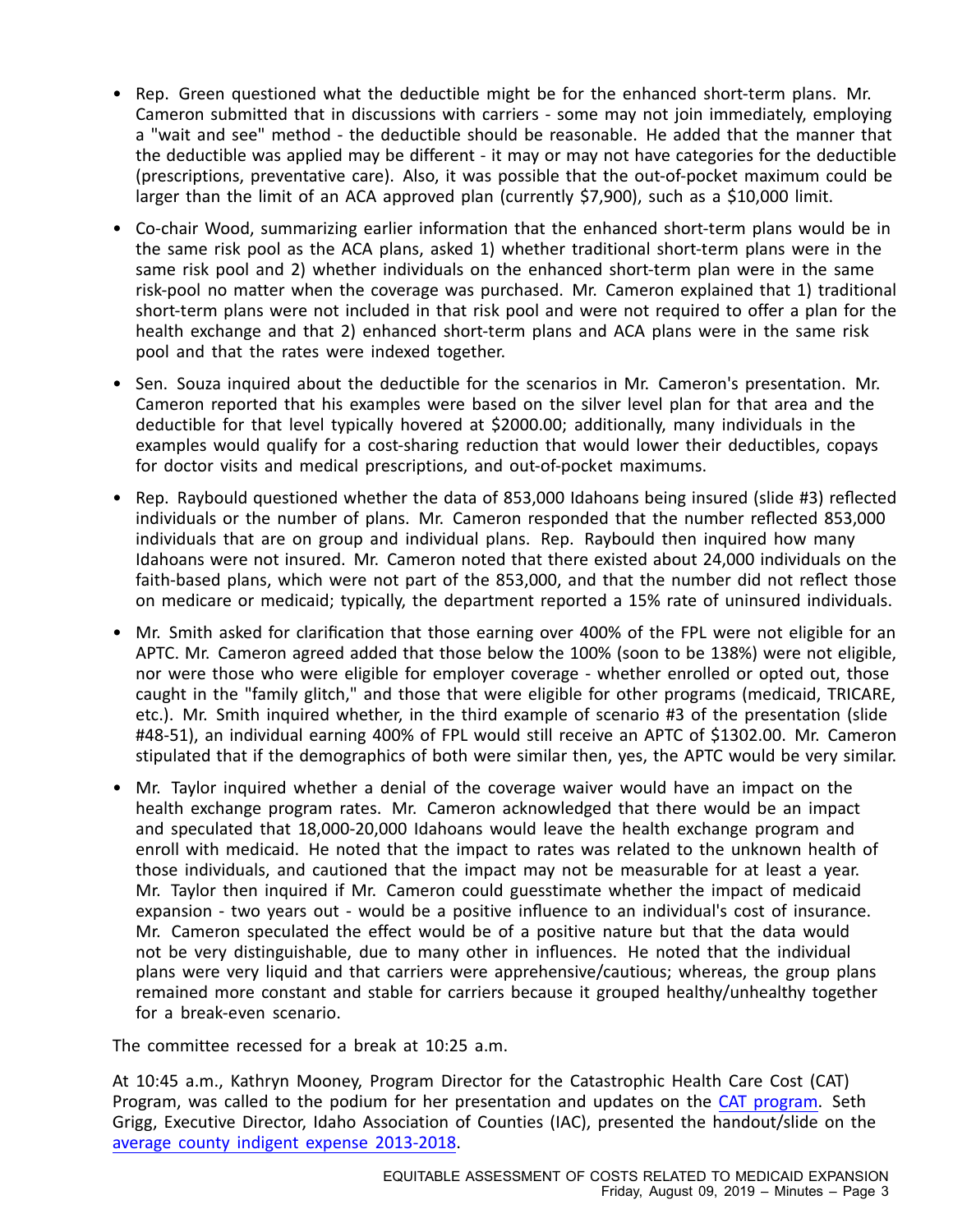- Rep. Green questioned what the deductible might be for the enhanced short-term plans. Mr. Cameron submitted that in discussions with carriers - some may not join immediately, employing a "wait and see" method - the deductible should be reasonable. He added that the manner that the deductible was applied may be different - it may or may not have categories for the deductible (prescriptions, preventative care). Also, it was possible that the out-of-pocket maximum could be larger than the limit of an ACA approved plan (currently $7,900), such as a $10,000 limit.

- Co-chair Wood, summarizing earlier information that the enhanced short-term plans would be in the same risk pool as the ACA plans, asked 1) whether traditional short-term plans were in the same risk pool and 2) whether individuals on the enhanced short-term plan were in the same risk-pool no matter when the coverage was purchased. Mr. Cameron explained that 1) traditional short-term plans were not included in that risk pool and were not required to offer a plan for the health exchange and that 2) enhanced short-term plans and ACA plans were in the same risk pool and that the rates were indexed together.

- Sen. Souza inquired about the deductible for the scenarios in Mr. Cameron's presentation. Mr. Cameron reported that his examples were based on the silver level plan for that area and the deductible for that level typically hovered at $2000.00; additionally, many individuals in the examples would qualify for a cost-sharing reduction that would lower their deductibles, copays for doctor visits and medical prescriptions, and out-of-pocket maximums.

- Rep. Raybould questioned whether the data of 853,000 Idahoans being insured (slide #3) reflected individuals or the number of plans. Mr. Cameron responded that the number reflected 853,000 individuals that are on group and individual plans. Rep. Raybould then inquired how many Idahoans were not insured. Mr. Cameron noted that there existed about 24,000 individuals on the faith-based plans, which were not part of the 853,000, and that the number did not reflect those on medicare or medicaid; typically, the department reported a 15% rate of uninsured individuals.

- Mr. Smith asked for clarification that those earning over 400% of the FPL were not eligible for an APTC. Mr. Cameron agreed added that those below the 100% (soon to be 138%) were not eligible, nor were those who were eligible for employer coverage - whether enrolled or opted out, those caught in the "family glitch," and those that were eligible for other programs (medicaid, TRICARE, etc.). Mr. Smith inquired whether, in the third example of scenario #3 of the presentation (slide #48-51), an individual earning 400% of FPL would still receive an APTC of $1302.00. Mr. Cameron stipulated that if the demographics of both were similar then, yes, the APTC would be very similar.

- Mr. Taylor inquired whether a denial of the coverage waiver would have an impact on the health exchange program rates. Mr. Cameron acknowledged that there would be an impact and speculated that 18,000-20,000 Idahoans would leave the health exchange program and enroll with medicaid. He noted that the impact to rates was related to the unknown health of those individuals, and cautioned that the impact may not be measurable for at least a year. Mr. Taylor then inquired if Mr. Cameron could guesstimate whether the impact of medicaid expansion - two years out - would be a positive influence to an individual's cost of insurance. Mr. Cameron speculated the effect would be of a positive nature but that the data would not be very distinguishable, due to many other in influences. He noted that the individual plans were very liquid and that carriers were apprehensive/cautious; whereas, the group plans remained more constant and stable for carriers because it grouped healthy/unhealthy together for a break-even scenario.

The committee recessed for a break at 10:25 a.m.

At 10:45 a.m., Kathryn Mooney, Program Director for the Catastrophic Health Care Cost (CAT) Program, was called to the podium for her presentation and updates on the [CAT program](). Seth Grigg, Executive Director, Idaho Association of Counties (IAC), presented the handout/slide on the [average county indigent expense 2013-2018]().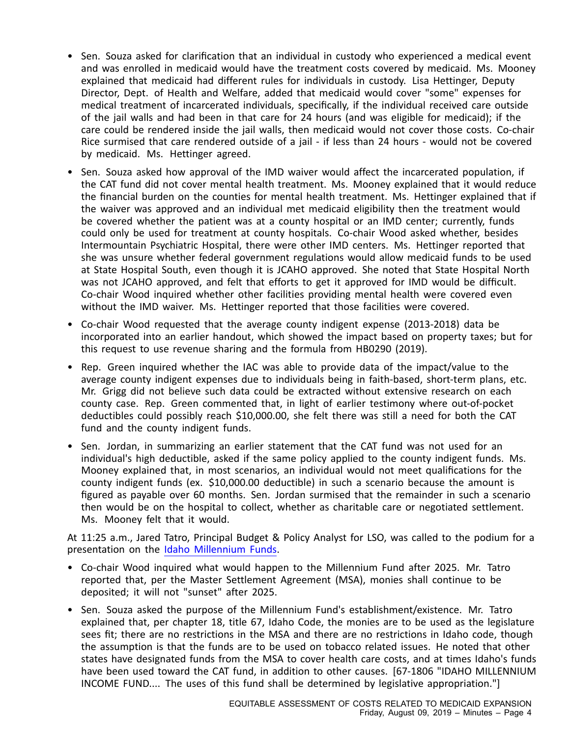- Sen. Souza asked for clarification that an individual in custody who experienced a medical event and was enrolled in medicaid would have the treatment costs covered by medicaid. Ms. Mooney explained that medicaid had different rules for individuals in custody. Lisa Hettinger, Deputy Director, Dept. of Health and Welfare, added that medicaid would cover "some" expenses for medical treatment of incarcerated individuals, specifically, if the individual received care outside of the jail walls and had been in that care for 24 hours (and was eligible for medicaid); if the care could be rendered inside the jail walls, then medicaid would not cover those costs. Co-chair Rice surmised that care rendered outside of a jail - if less than 24 hours - would not be covered by medicaid. Ms. Hettinger agreed.
- Sen. Souza asked how approval of the IMD waiver would affect the incarcerated population, if the CAT fund did not cover mental health treatment. Ms. Mooney explained that it would reduce the financial burden on the counties for mental health treatment. Ms. Hettinger explained that if the waiver was approved and an individual met medicaid eligibility then the treatment would be covered whether the patient was at a county hospital or an IMD center; currently, funds could only be used for treatment at county hospitals. Co-chair Wood asked whether, besides Intermountain Psychiatric Hospital, there were other IMD centers. Ms. Hettinger reported that she was unsure whether federal government regulations would allow medicaid funds to be used at State Hospital South, even though it is JCAHO approved. She noted that State Hospital North was not JCAHO approved, and felt that efforts to get it approved for IMD would be difficult. Co-chair Wood inquired whether other facilities providing mental health were covered even without the IMD waiver. Ms. Hettinger reported that those facilities were covered.
- Co-chair Wood requested that the average county indigent expense (2013-2018) data be incorporated into an earlier handout, which showed the impact based on property taxes; but for this request to use revenue sharing and the formula from HB0290 (2019).
- Rep. Green inquired whether the IAC was able to provide data of the impact/value to the average county indigent expenses due to individuals being in faith-based, short-term plans, etc. Mr. Grigg did not believe such data could be extracted without extensive research on each county case. Rep. Green commented that, in light of earlier testimony where out-of-pocket deductibles could possibly reach $10,000.00, she felt there was still a need for both the CAT fund and the county indigent funds.
- Sen. Jordan, in summarizing an earlier statement that the CAT fund was not used for an individual's high deductible, asked if the same policy applied to the county indigent funds. Ms. Mooney explained that, in most scenarios, an individual would not meet qualifications for the county indigent funds (ex. $10,000.00 deductible) in such a scenario because the amount is figured as payable over 60 months. Sen. Jordan surmised that the remainder in such a scenario then would be on the hospital to collect, whether as charitable care or negotiated settlement. Ms. Mooney felt that it would.

At 11:25 a.m., Jared Tatro, Principal Budget & Policy Analyst for LSO, was called to the podium for a presentation on the Idaho Millennium Funds.

- Co-chair Wood inquired what would happen to the Millennium Fund after 2025. Mr. Tatro reported that, per the Master Settlement Agreement (MSA), monies shall continue to be deposited; it will not "sunset" after 2025.
- Sen. Souza asked the purpose of the Millennium Fund's establishment/existence. Mr. Tatro explained that, per chapter 18, title 67, Idaho Code, the monies are to be used as the legislature sees fit; there are no restrictions in the MSA and there are no restrictions in Idaho code, though the assumption is that the funds are to be used on tobacco related issues. He noted that other states have designated funds from the MSA to cover health care costs, and at times Idaho's funds have been used toward the CAT fund, in addition to other causes. [67-1806 "IDAHO MILLENNIUM INCOME FUND.... The uses of this fund shall be determined by legislative appropriation."]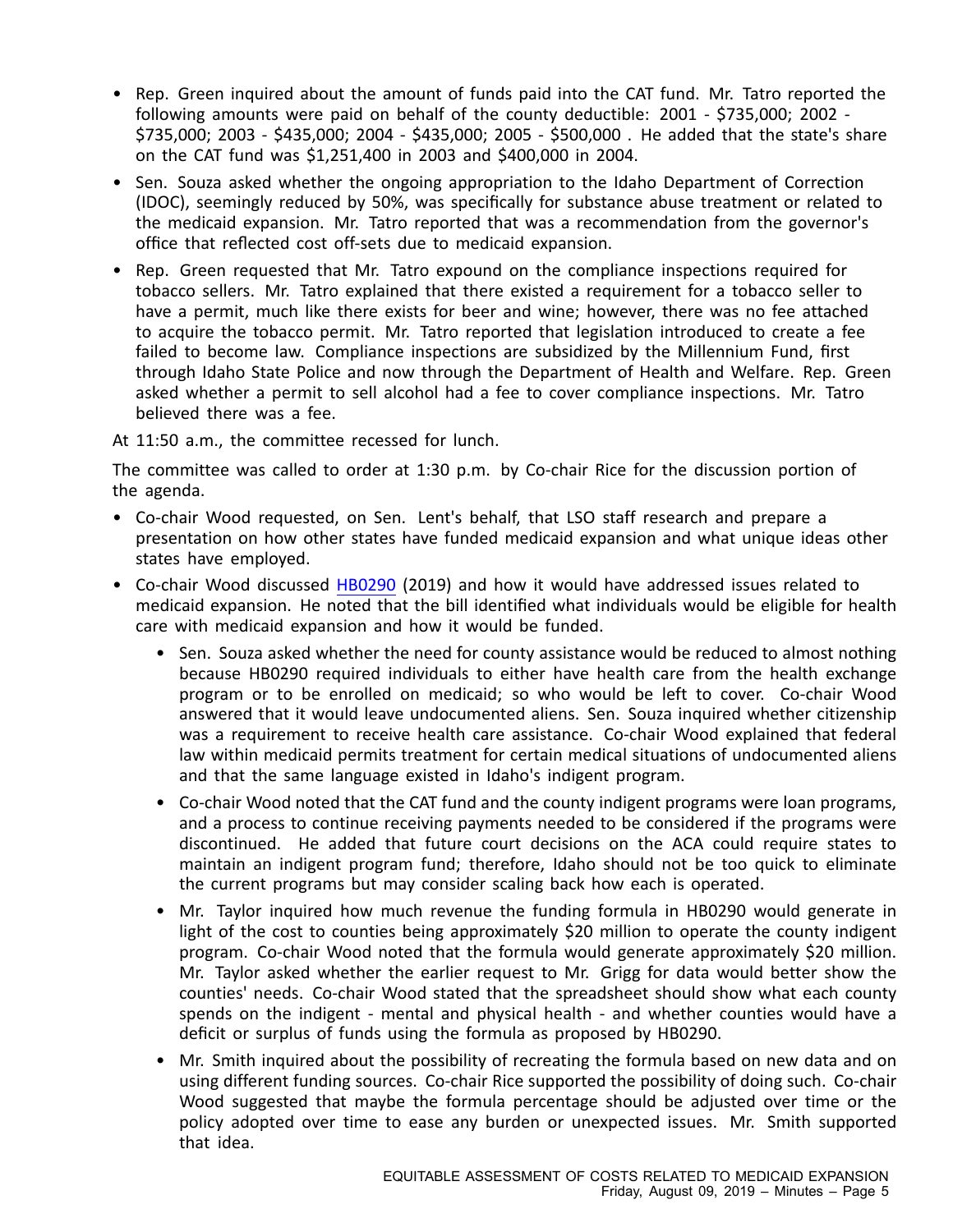- Rep. Green inquired about the amount of funds paid into the CAT fund. Mr. Tatro reported the following amounts were paid on behalf of the county deductible: 2001 - $735,000; 2002 - $735,000; 2003 - $435,000; 2004 - $435,000; 2005 - $500,000 . He added that the state's share on the CAT fund was $1,251,400 in 2003 and $400,000 in 2004.
- Sen. Souza asked whether the ongoing appropriation to the Idaho Department of Correction (IDOC), seemingly reduced by 50%, was specifically for substance abuse treatment or related to the medicaid expansion. Mr. Tatro reported that was a recommendation from the governor's office that reflected cost off-sets due to medicaid expansion.
- Rep. Green requested that Mr. Tatro expound on the compliance inspections required for tobacco sellers. Mr. Tatro explained that there existed a requirement for a tobacco seller to have a permit, much like there exists for beer and wine; however, there was no fee attached to acquire the tobacco permit. Mr. Tatro reported that legislation introduced to create a fee failed to become law. Compliance inspections are subsidized by the Millennium Fund, first through Idaho State Police and now through the Department of Health and Welfare. Rep. Green asked whether a permit to sell alcohol had a fee to cover compliance inspections. Mr. Tatro believed there was a fee.

At 11:50 a.m., the committee recessed for lunch.

The committee was called to order at 1:30 p.m. by Co-chair Rice for the discussion portion of the agenda.

- Co-chair Wood requested, on Sen. Lent's behalf, that LSO staff research and prepare a presentation on how other states have funded medicaid expansion and what unique ideas other states have employed.
- Co-chair Wood discussed HB0290 (2019) and how it would have addressed issues related to medicaid expansion. He noted that the bill identified what individuals would be eligible for health care with medicaid expansion and how it would be funded.
  - Sen. Souza asked whether the need for county assistance would be reduced to almost nothing because HB0290 required individuals to either have health care from the health exchange program or to be enrolled on medicaid; so who would be left to cover. Co-chair Wood answered that it would leave undocumented aliens. Sen. Souza inquired whether citizenship was a requirement to receive health care assistance. Co-chair Wood explained that federal law within medicaid permits treatment for certain medical situations of undocumented aliens and that the same language existed in Idaho's indigent program.
  - Co-chair Wood noted that the CAT fund and the county indigent programs were loan programs, and a process to continue receiving payments needed to be considered if the programs were discontinued. He added that future court decisions on the ACA could require states to maintain an indigent program fund; therefore, Idaho should not be too quick to eliminate the current programs but may consider scaling back how each is operated.
  - Mr. Taylor inquired how much revenue the funding formula in HB0290 would generate in light of the cost to counties being approximately $20 million to operate the county indigent program. Co-chair Wood noted that the formula would generate approximately $20 million. Mr. Taylor asked whether the earlier request to Mr. Grigg for data would better show the counties' needs. Co-chair Wood stated that the spreadsheet should show what each county spends on the indigent - mental and physical health - and whether counties would have a deficit or surplus of funds using the formula as proposed by HB0290.
  - Mr. Smith inquired about the possibility of recreating the formula based on new data and on using different funding sources. Co-chair Rice supported the possibility of doing such. Co-chair Wood suggested that maybe the formula percentage should be adjusted over time or the policy adopted over time to ease any burden or unexpected issues. Mr. Smith supported that idea.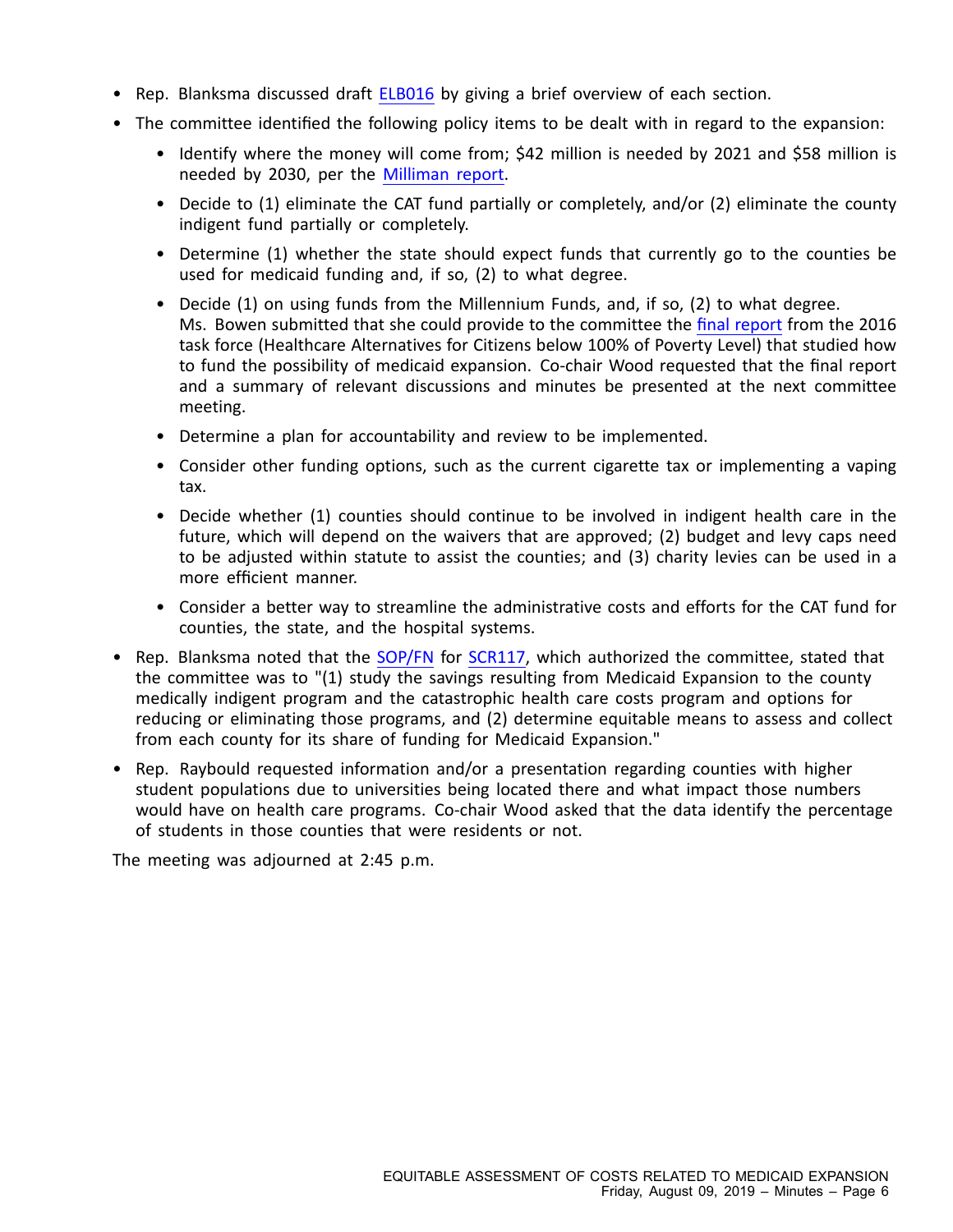- Rep. Blanksma discussed draft ELB016 by giving a brief overview of each section.
- The committee identified the following policy items to be dealt with in regard to the expansion:
  - Identify where the money will come from; $42 million is needed by 2021 and $58 million is needed by 2030, per the Milliman report.
  - Decide to (1) eliminate the CAT fund partially or completely, and/or (2) eliminate the county indigent fund partially or completely.
  - Determine (1) whether the state should expect funds that currently go to the counties be used for medicaid funding and, if so, (2) to what degree.
  - Decide (1) on using funds from the Millennium Funds, and, if so, (2) to what degree. Ms. Bowen submitted that she could provide to the committee the final report from the 2016 task force (Healthcare Alternatives for Citizens below 100% of Poverty Level) that studied how to fund the possibility of medicaid expansion. Co-chair Wood requested that the final report and a summary of relevant discussions and minutes be presented at the next committee meeting.
  - Determine a plan for accountability and review to be implemented.
  - Consider other funding options, such as the current cigarette tax or implementing a vaping tax.
  - Decide whether (1) counties should continue to be involved in indigent health care in the future, which will depend on the waivers that are approved; (2) budget and levy caps need to be adjusted within statute to assist the counties; and (3) charity levies can be used in a more efficient manner.
  - Consider a better way to streamline the administrative costs and efforts for the CAT fund for counties, the state, and the hospital systems.
- Rep. Blanksma noted that the SOP/FN for SCR117, which authorized the committee, stated that the committee was to "(1) study the savings resulting from Medicaid Expansion to the county medically indigent program and the catastrophic health care costs program and options for reducing or eliminating those programs, and (2) determine equitable means to assess and collect from each county for its share of funding for Medicaid Expansion."
- Rep. Raybould requested information and/or a presentation regarding counties with higher student populations due to universities being located there and what impact those numbers would have on health care programs. Co-chair Wood asked that the data identify the percentage of students in those counties that were residents or not.

The meeting was adjourned at 2:45 p.m.